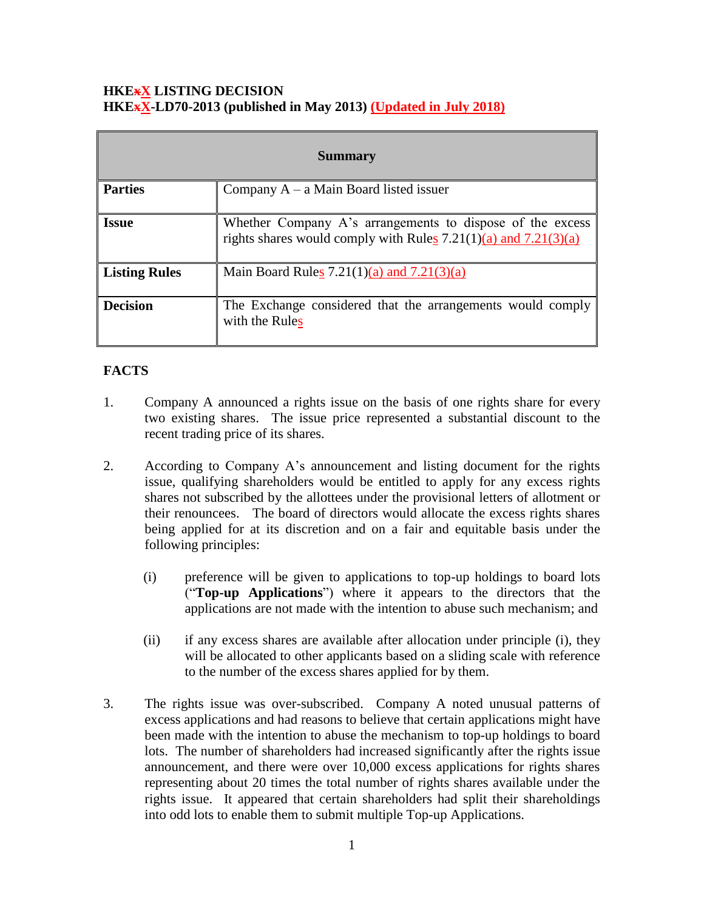**HKExX LISTING DECISION**
**HKExX-LD70-2013 (published in May 2013) (Updated in July 2018)**

| Summary | |
|---|---|
| **Parties** | Company A – a Main Board listed issuer |
| **Issue** | Whether Company A's arrangements to dispose of the excess rights shares would comply with Rules 7.21(1)(a) and 7.21(3)(a) |
| **Listing Rules** | Main Board Rules 7.21(1)(a) and 7.21(3)(a) |
| **Decision** | The Exchange considered that the arrangements would comply with the Rules |

**FACTS**

1. Company A announced a rights issue on the basis of one rights share for every two existing shares. The issue price represented a substantial discount to the recent trading price of its shares.

2. According to Company A's announcement and listing document for the rights issue, qualifying shareholders would be entitled to apply for any excess rights shares not subscribed by the allottees under the provisional letters of allotment or their renouncees. The board of directors would allocate the excess rights shares being applied for at its discretion and on a fair and equitable basis under the following principles:

   (i) preference will be given to applications to top-up holdings to board lots ("**Top-up Applications**") where it appears to the directors that the applications are not made with the intention to abuse such mechanism; and

   (ii) if any excess shares are available after allocation under principle (i), they will be allocated to other applicants based on a sliding scale with reference to the number of the excess shares applied for by them.

3. The rights issue was over-subscribed. Company A noted unusual patterns of excess applications and had reasons to believe that certain applications might have been made with the intention to abuse the mechanism to top-up holdings to board lots. The number of shareholders had increased significantly after the rights issue announcement, and there were over 10,000 excess applications for rights shares representing about 20 times the total number of rights shares available under the rights issue. It appeared that certain shareholders had split their shareholdings into odd lots to enable them to submit multiple Top-up Applications.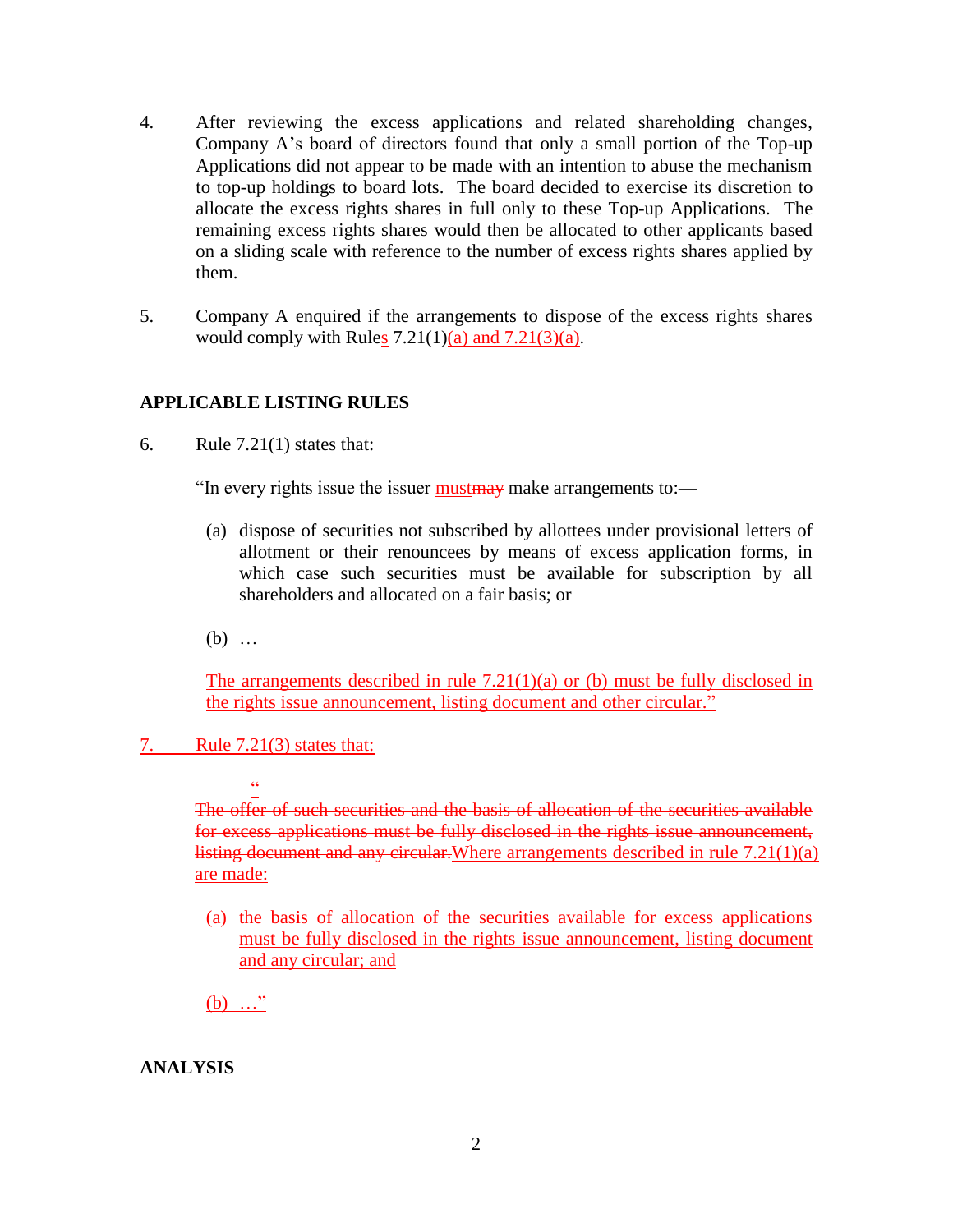4. After reviewing the excess applications and related shareholding changes, Company A's board of directors found that only a small portion of the Top-up Applications did not appear to be made with an intention to abuse the mechanism to top-up holdings to board lots. The board decided to exercise its discretion to allocate the excess rights shares in full only to these Top-up Applications. The remaining excess rights shares would then be allocated to other applicants based on a sliding scale with reference to the number of excess rights shares applied by them.

5. Company A enquired if the arrangements to dispose of the excess rights shares would comply with Rules 7.21(1)(a) and 7.21(3)(a).

**APPLICABLE LISTING RULES**

6. Rule 7.21(1) states that:

"In every rights issue the issuer ~~may~~ must make arrangements to:—

(a) dispose of securities not subscribed by allottees under provisional letters of allotment or their renouncees by means of excess application forms, in which case such securities must be available for subscription by all shareholders and allocated on a fair basis; or

(b) …

The arrangements described in rule 7.21(1)(a) or (b) must be fully disclosed in the rights issue announcement, listing document and other circular."

7. Rule 7.21(3) states that:

"~~The offer of such securities and the basis of allocation of the securities available for excess applications must be fully disclosed in the rights issue announcement, listing document and any circular.~~ Where arrangements described in rule 7.21(1)(a) are made:

(a) the basis of allocation of the securities available for excess applications must be fully disclosed in the rights issue announcement, listing document and any circular; and

(b) …"

**ANALYSIS**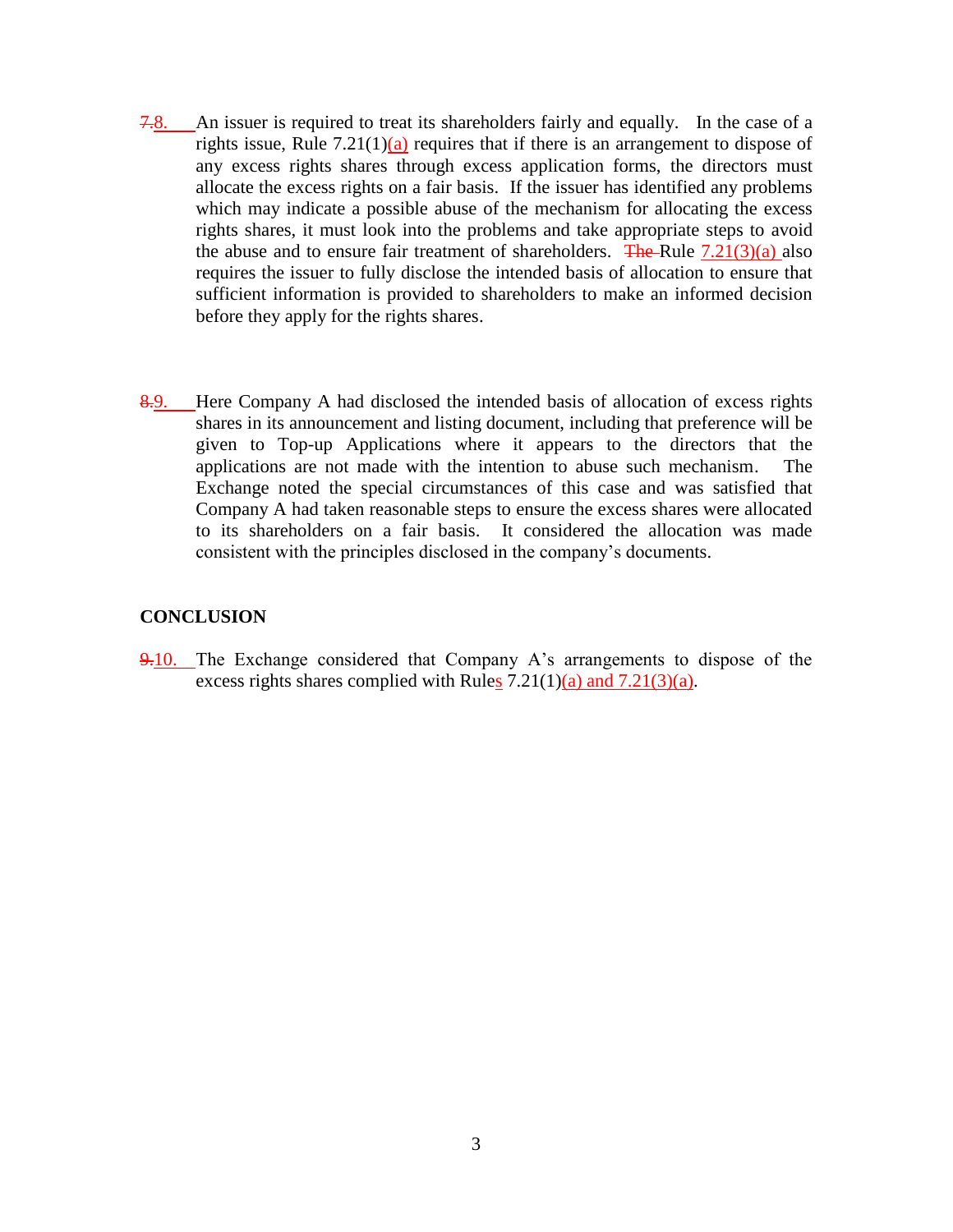~~7.~~8. An issuer is required to treat its shareholders fairly and equally. In the case of a rights issue, Rule 7.21(1)(a) requires that if there is an arrangement to dispose of any excess rights shares through excess application forms, the directors must allocate the excess rights on a fair basis. If the issuer has identified any problems which may indicate a possible abuse of the mechanism for allocating the excess rights shares, it must look into the problems and take appropriate steps to avoid the abuse and to ensure fair treatment of shareholders. ~~The~~ Rule 7.21(3)(a) also requires the issuer to fully disclose the intended basis of allocation to ensure that sufficient information is provided to shareholders to make an informed decision before they apply for the rights shares.

~~8.~~9. Here Company A had disclosed the intended basis of allocation of excess rights shares in its announcement and listing document, including that preference will be given to Top-up Applications where it appears to the directors that the applications are not made with the intention to abuse such mechanism. The Exchange noted the special circumstances of this case and was satisfied that Company A had taken reasonable steps to ensure the excess shares were allocated to its shareholders on a fair basis. It considered the allocation was made consistent with the principles disclosed in the company's documents.

**CONCLUSION**

~~9.~~10. The Exchange considered that Company A's arrangements to dispose of the excess rights shares complied with Rules 7.21(1)(a) and 7.21(3)(a).